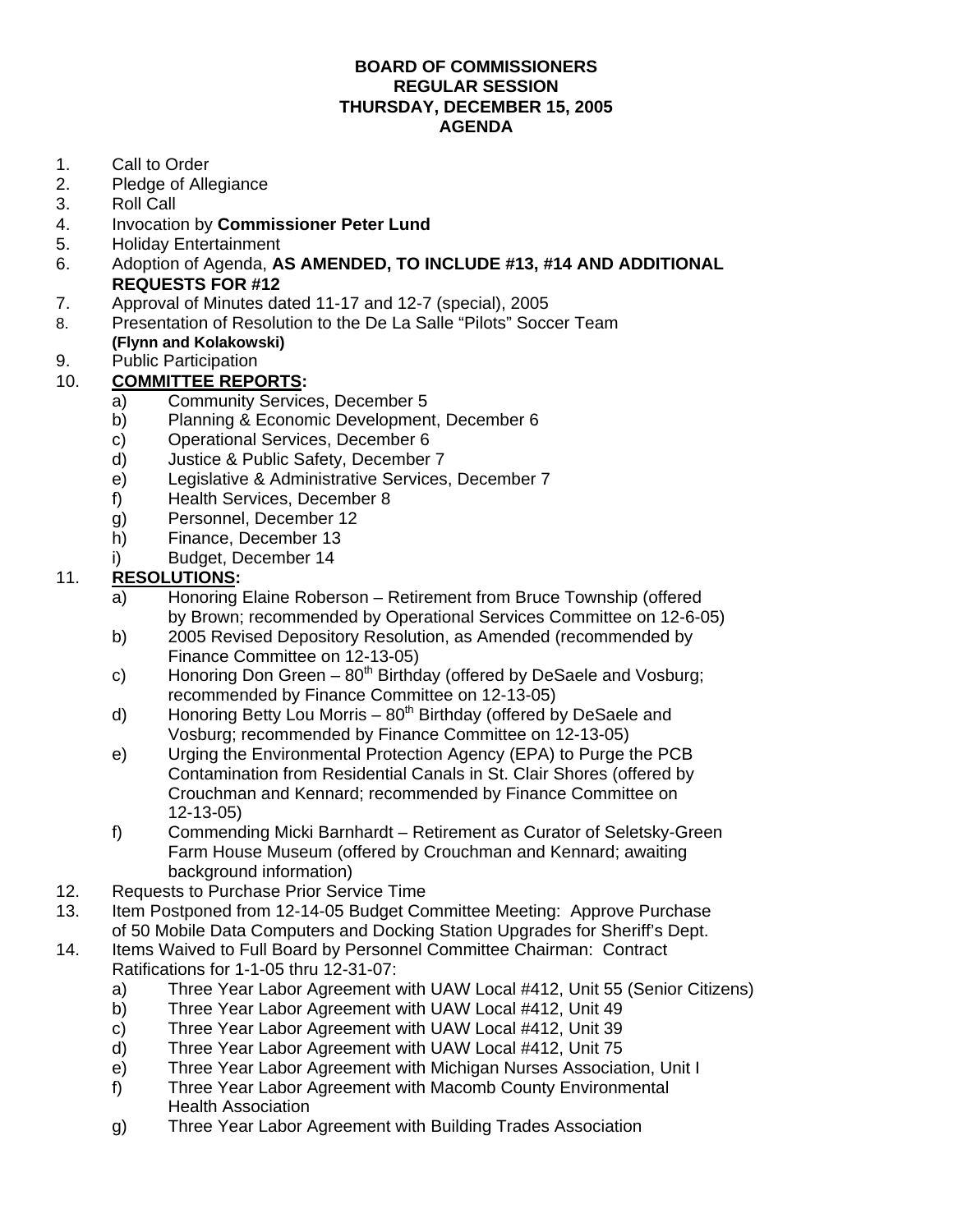**BOARD OF COMMISSIONERS**
**REGULAR SESSION**
**THURSDAY, DECEMBER 15, 2005**
**AGENDA**

1. Call to Order
2. Pledge of Allegiance
3. Roll Call
4. Invocation by **Commissioner Peter Lund**
5. Holiday Entertainment
6. Adoption of Agenda, **AS AMENDED, TO INCLUDE #13, #14 AND ADDITIONAL REQUESTS FOR #12**
7. Approval of Minutes dated 11-17 and 12-7 (special), 2005
8. Presentation of Resolution to the De La Salle "Pilots" Soccer Team **(Flynn and Kolakowski)**
9. Public Participation
10. **COMMITTEE REPORTS:**
    a) Community Services, December 5
    b) Planning & Economic Development, December 6
    c) Operational Services, December 6
    d) Justice & Public Safety, December 7
    e) Legislative & Administrative Services, December 7
    f) Health Services, December 8
    g) Personnel, December 12
    h) Finance, December 13
    i) Budget, December 14
11. **RESOLUTIONS:**
    a) Honoring Elaine Roberson – Retirement from Bruce Township (offered by Brown; recommended by Operational Services Committee on 12-6-05)
    b) 2005 Revised Depository Resolution, as Amended (recommended by Finance Committee on 12-13-05)
    c) Honoring Don Green – 80th Birthday (offered by DeSaele and Vosburg; recommended by Finance Committee on 12-13-05)
    d) Honoring Betty Lou Morris – 80th Birthday (offered by DeSaele and Vosburg; recommended by Finance Committee on 12-13-05)
    e) Urging the Environmental Protection Agency (EPA) to Purge the PCB Contamination from Residential Canals in St. Clair Shores (offered by Crouchman and Kennard; recommended by Finance Committee on 12-13-05)
    f) Commending Micki Barnhardt – Retirement as Curator of Seletsky-Green Farm House Museum (offered by Crouchman and Kennard; awaiting background information)
12. Requests to Purchase Prior Service Time
13. Item Postponed from 12-14-05 Budget Committee Meeting: Approve Purchase of 50 Mobile Data Computers and Docking Station Upgrades for Sheriff's Dept.
14. Items Waived to Full Board by Personnel Committee Chairman: Contract Ratifications for 1-1-05 thru 12-31-07:
    a) Three Year Labor Agreement with UAW Local #412, Unit 55 (Senior Citizens)
    b) Three Year Labor Agreement with UAW Local #412, Unit 49
    c) Three Year Labor Agreement with UAW Local #412, Unit 39
    d) Three Year Labor Agreement with UAW Local #412, Unit 75
    e) Three Year Labor Agreement with Michigan Nurses Association, Unit I
    f) Three Year Labor Agreement with Macomb County Environmental Health Association
    g) Three Year Labor Agreement with Building Trades Association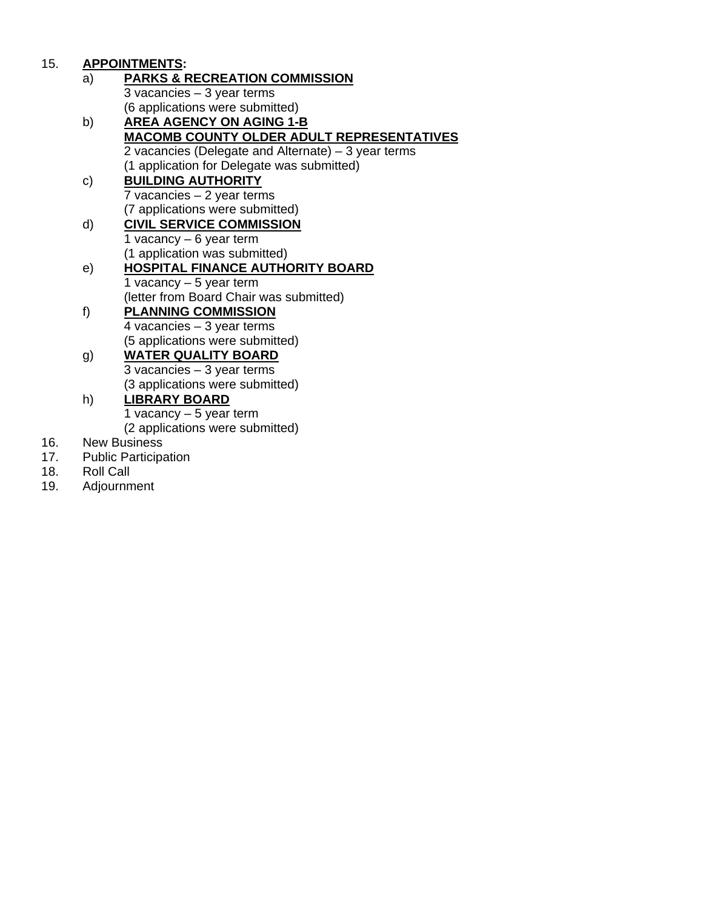15. **APPOINTMENTS:**
    a) **PARKS & RECREATION COMMISSION**
       3 vacancies – 3 year terms
       (6 applications were submitted)
    b) **AREA AGENCY ON AGING 1-B**
       **MACOMB COUNTY OLDER ADULT REPRESENTATIVES**
       2 vacancies (Delegate and Alternate) – 3 year terms
       (1 application for Delegate was submitted)
    c) **BUILDING AUTHORITY**
       7 vacancies – 2 year terms
       (7 applications were submitted)
    d) **CIVIL SERVICE COMMISSION**
       1 vacancy – 6 year term
       (1 application was submitted)
    e) **HOSPITAL FINANCE AUTHORITY BOARD**
       1 vacancy – 5 year term
       (letter from Board Chair was submitted)
    f) **PLANNING COMMISSION**
       4 vacancies – 3 year terms
       (5 applications were submitted)
    g) **WATER QUALITY BOARD**
       3 vacancies – 3 year terms
       (3 applications were submitted)
    h) **LIBRARY BOARD**
       1 vacancy – 5 year term
       (2 applications were submitted)
16. New Business
17. Public Participation
18. Roll Call
19. Adjournment